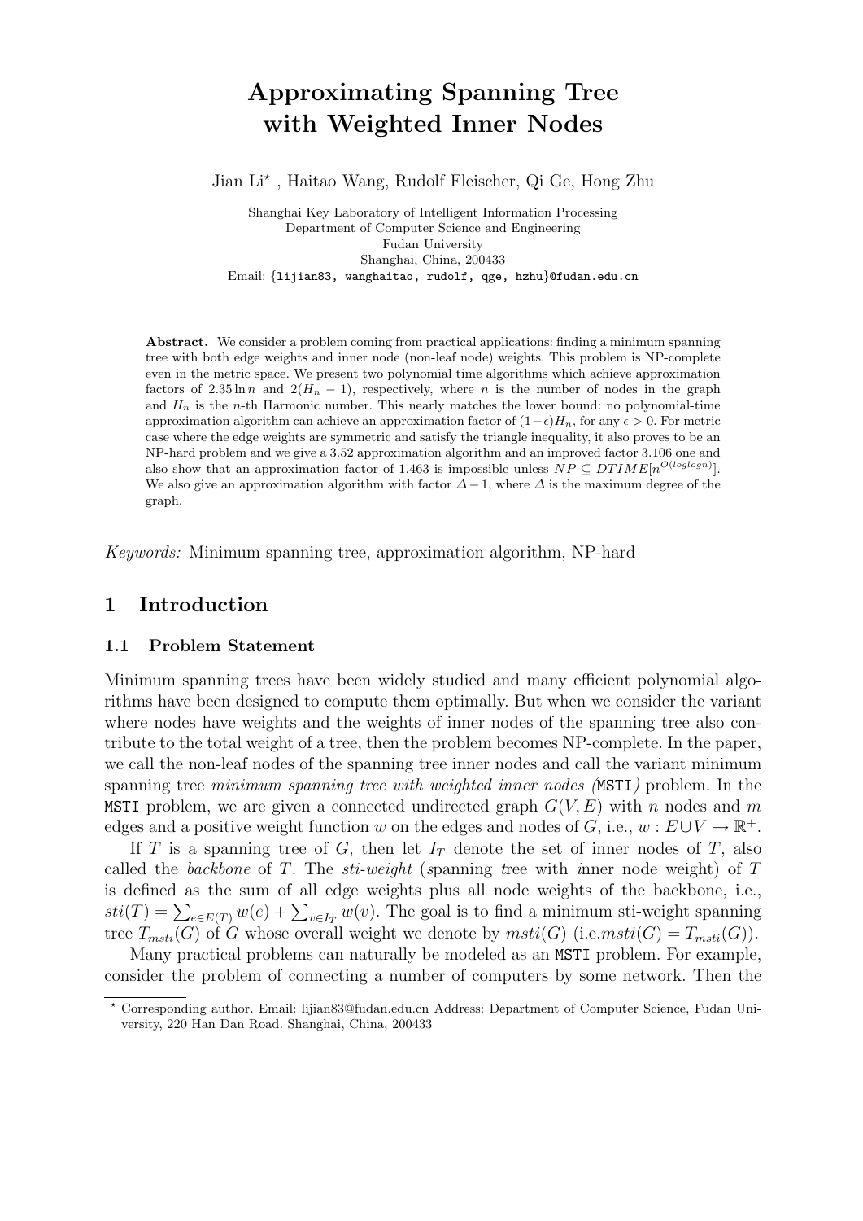#  Approximating Spanning Tree with Weighted Inner Nodes

Jian Li*, Haitao Wang, Rudolf Fleischer, Qi Ge, Hong Zhu

Shanghai Key Laboratory of Intelligent Information Processing
Department of Computer Science and Engineering
Fudan University
Shanghai, China, 200433
Email: {lijian83, wanghaitao, rudolf, qge, hzhu}@fudan.edu.cn

**Abstract.** We consider a problem coming from practical applications: finding a minimum spanning tree with both edge weights and inner node (non-leaf node) weights. This problem is NP-complete even in the metric space. We present two polynomial time algorithms which achieve approximation factors of $2.35 \ln n$ and $2(H_n - 1)$, respectively, where $n$ is the number of nodes in the graph and $H_n$ is the $n$-th Harmonic number. This nearly matches the lower bound: no polynomial-time approximation algorithm can achieve an approximation factor of $(1-\epsilon)H_n$, for any $\epsilon > 0$. For metric case where the edge weights are symmetric and satisfy the triangle inequality, it also proves to be an NP-hard problem and we give a 3.52 approximation algorithm and an improved factor 3.106 one and also show that an approximation factor of 1.463 is impossible unless $NP \subseteq DTIME[n^{O(loglogn)}]$. We also give an approximation algorithm with factor $\Delta - 1$, where $\Delta$ is the maximum degree of the graph.

*Keywords:* Minimum spanning tree, approximation algorithm, NP-hard

## 1 Introduction

### 1.1 Problem Statement

Minimum spanning trees have been widely studied and many efficient polynomial algorithms have been designed to compute them optimally. But when we consider the variant where nodes have weights and the weights of inner nodes of the spanning tree also contribute to the total weight of a tree, then the problem becomes NP-complete. In the paper, we call the non-leaf nodes of the spanning tree inner nodes and call the variant minimum spanning tree *minimum spanning tree with weighted inner nodes (*MSTI*)* problem. In the MSTI problem, we are given a connected undirected graph $G(V, E)$ with $n$ nodes and $m$ edges and a positive weight function $w$ on the edges and nodes of $G$, i.e., $w : E \cup V \to \mathbb{R}^+$.

If $T$ is a spanning tree of $G$, then let $I_T$ denote the set of inner nodes of $T$, also called the *backbone* of $T$. The *sti-weight* (*s*panning *t*ree with *i*nner node weight) of $T$ is defined as the sum of all edge weights plus all node weights of the backbone, i.e., $sti(T) = \sum_{e \in E(T)} w(e) + \sum_{v \in I_T} w(v)$. The goal is to find a minimum sti-weight spanning tree $T_{msti}(G)$ of $G$ whose overall weight we denote by $msti(G)$ (i.e.$msti(G) = T_{msti}(G)$).

Many practical problems can naturally be modeled as an MSTI problem. For example, consider the problem of connecting a number of computers by some network. Then the

* Corresponding author. Email: lijian83@fudan.edu.cn Address: Department of Computer Science, Fudan University, 220 Han Dan Road. Shanghai, China, 200433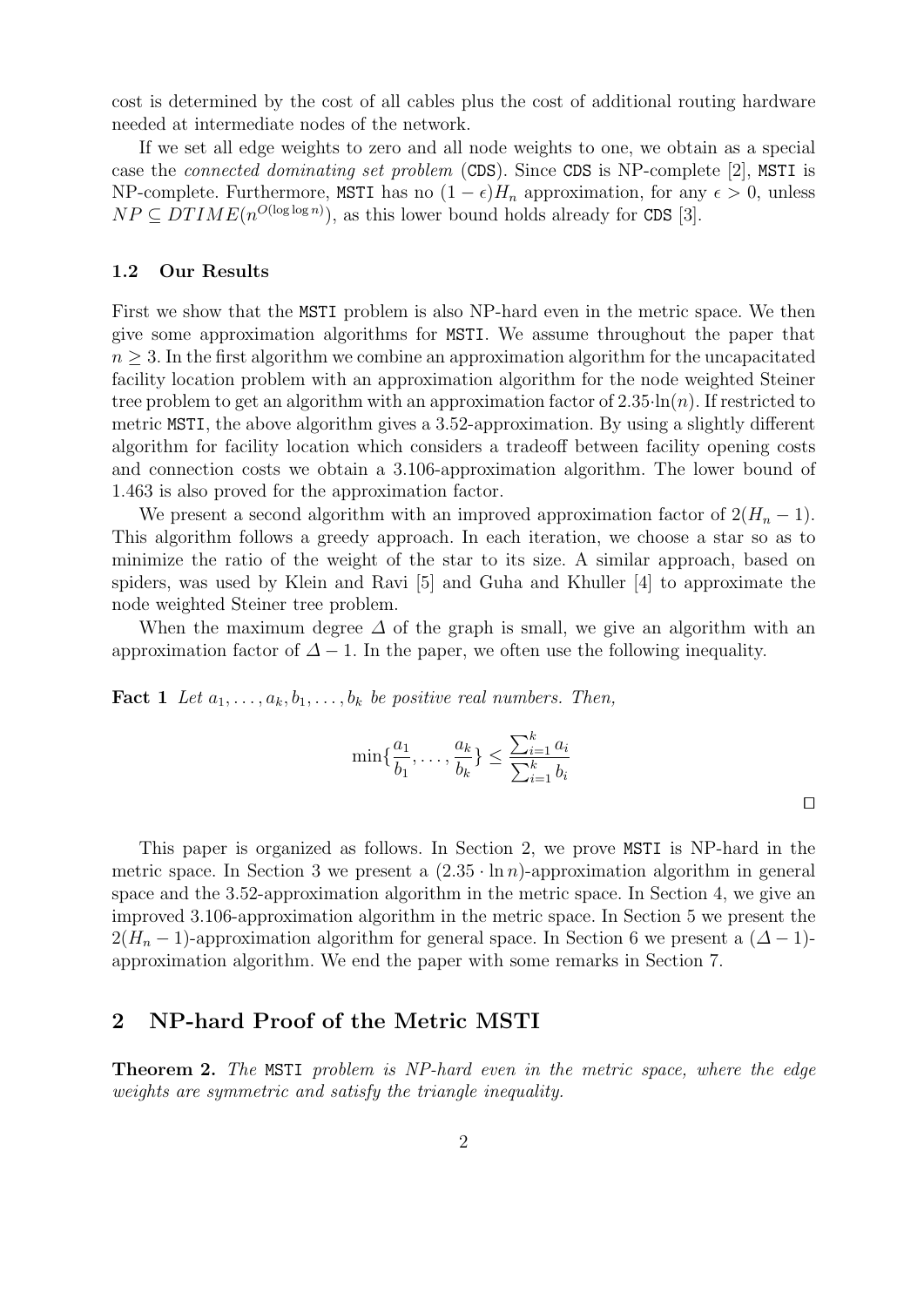cost is determined by the cost of all cables plus the cost of additional routing hardware needed at intermediate nodes of the network.

If we set all edge weights to zero and all node weights to one, we obtain as a special case the *connected dominating set problem* (CDS). Since CDS is NP-complete [2], MSTI is NP-complete. Furthermore, MSTI has no $(1-\epsilon)H_n$ approximation, for any $\epsilon > 0$, unless $NP \subseteq DTIME(n^{O(\log \log n)})$, as this lower bound holds already for CDS [3].

### 1.2 Our Results

First we show that the MSTI problem is also NP-hard even in the metric space. We then give some approximation algorithms for MSTI. We assume throughout the paper that $n \geq 3$. In the first algorithm we combine an approximation algorithm for the uncapacitated facility location problem with an approximation algorithm for the node weighted Steiner tree problem to get an algorithm with an approximation factor of $2.35 \cdot \ln(n)$. If restricted to metric MSTI, the above algorithm gives a 3.52-approximation. By using a slightly different algorithm for facility location which considers a tradeoff between facility opening costs and connection costs we obtain a 3.106-approximation algorithm. The lower bound of 1.463 is also proved for the approximation factor.

We present a second algorithm with an improved approximation factor of $2(H_n - 1)$. This algorithm follows a greedy approach. In each iteration, we choose a star so as to minimize the ratio of the weight of the star to its size. A similar approach, based on spiders, was used by Klein and Ravi [5] and Guha and Khuller [4] to approximate the node weighted Steiner tree problem.

When the maximum degree $\Delta$ of the graph is small, we give an algorithm with an approximation factor of $\Delta - 1$. In the paper, we often use the following inequality.

**Fact 1** *Let $a_1, \ldots, a_k, b_1, \ldots, b_k$ be positive real numbers. Then,*

$$\min\{\frac{a_1}{b_1}, \ldots, \frac{a_k}{b_k}\} \leq \frac{\sum_{i=1}^{k} a_i}{\sum_{i=1}^{k} b_i}$$

$\square$

This paper is organized as follows. In Section 2, we prove MSTI is NP-hard in the metric space. In Section 3 we present a $(2.35 \cdot \ln n)$-approximation algorithm in general space and the 3.52-approximation algorithm in the metric space. In Section 4, we give an improved 3.106-approximation algorithm in the metric space. In Section 5 we present the $2(H_n - 1)$-approximation algorithm for general space. In Section 6 we present a $(\Delta - 1)$-approximation algorithm. We end the paper with some remarks in Section 7.

## 2 NP-hard Proof of the Metric MSTI

**Theorem 2.** *The MSTI problem is NP-hard even in the metric space, where the edge weights are symmetric and satisfy the triangle inequality.*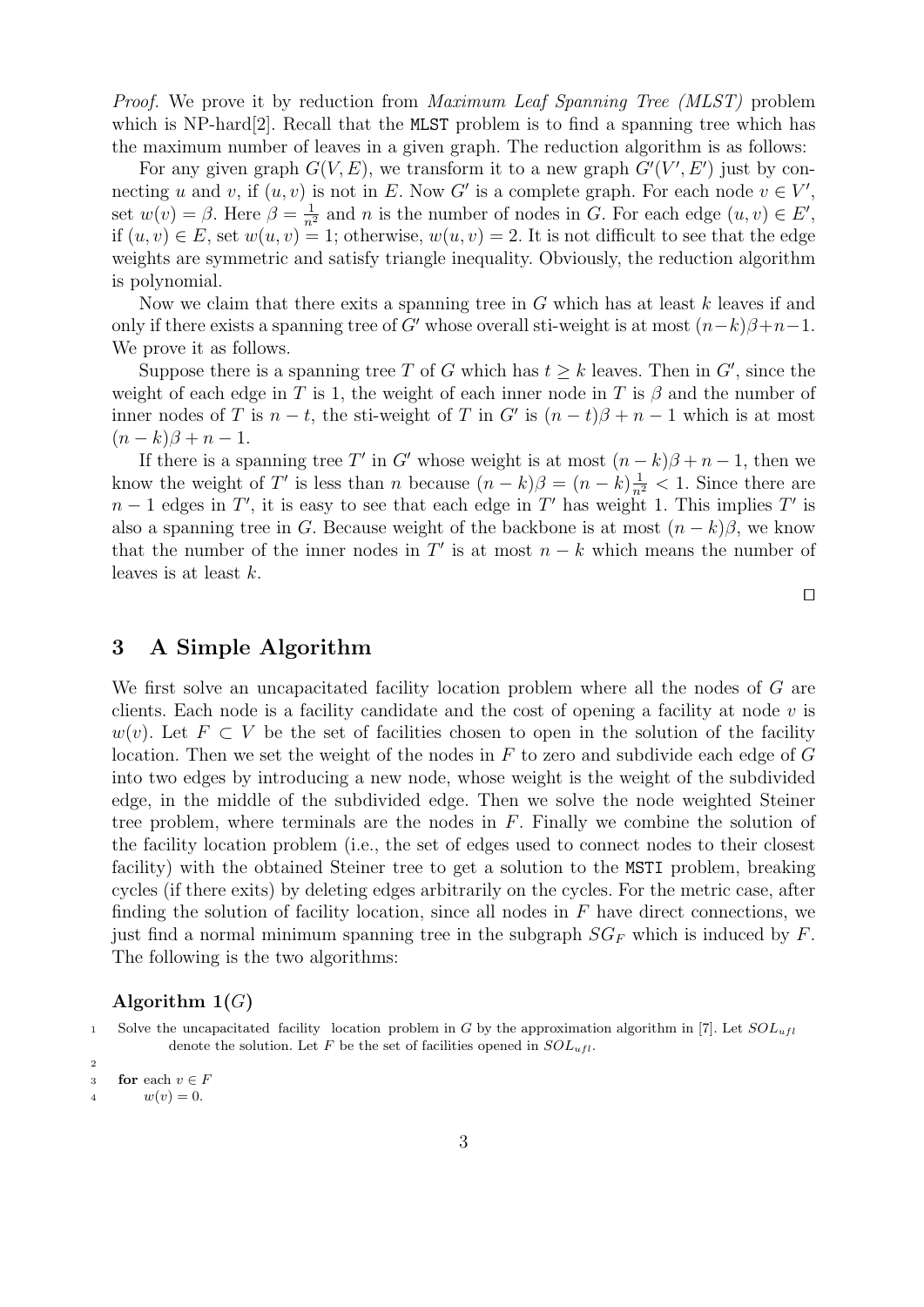*Proof.* We prove it by reduction from *Maximum Leaf Spanning Tree (MLST)* problem which is NP-hard[2]. Recall that the MLST problem is to find a spanning tree which has the maximum number of leaves in a given graph. The reduction algorithm is as follows:

For any given graph $G(V, E)$, we transform it to a new graph $G'(V', E')$ just by connecting $u$ and $v$, if $(u, v)$ is not in $E$. Now $G'$ is a complete graph. For each node $v \in V'$, set $w(v) = \beta$. Here $\beta = \frac{1}{n^2}$ and $n$ is the number of nodes in $G$. For each edge $(u, v) \in E'$, if $(u, v) \in E$, set $w(u, v) = 1$; otherwise, $w(u, v) = 2$. It is not difficult to see that the edge weights are symmetric and satisfy triangle inequality. Obviously, the reduction algorithm is polynomial.

Now we claim that there exits a spanning tree in $G$ which has at least $k$ leaves if and only if there exists a spanning tree of $G'$ whose overall sti-weight is at most $(n-k)\beta+n-1$. We prove it as follows.

Suppose there is a spanning tree $T$ of $G$ which has $t \geq k$ leaves. Then in $G'$, since the weight of each edge in $T$ is 1, the weight of each inner node in $T$ is $\beta$ and the number of inner nodes of $T$ is $n - t$, the sti-weight of $T$ in $G'$ is $(n - t)\beta + n - 1$ which is at most $(n - k)\beta + n - 1$.

If there is a spanning tree $T'$ in $G'$ whose weight is at most $(n - k)\beta + n - 1$, then we know the weight of $T'$ is less than $n$ because $(n - k)\beta = (n - k)\frac{1}{n^2} < 1$. Since there are $n - 1$ edges in $T'$, it is easy to see that each edge in $T'$ has weight 1. This implies $T'$ is also a spanning tree in $G$. Because weight of the backbone is at most $(n - k)\beta$, we know that the number of the inner nodes in $T'$ is at most $n - k$ which means the number of leaves is at least $k$.

□

## 3 A Simple Algorithm

We first solve an uncapacitated facility location problem where all the nodes of $G$ are clients. Each node is a facility candidate and the cost of opening a facility at node $v$ is $w(v)$. Let $F \subset V$ be the set of facilities chosen to open in the solution of the facility location. Then we set the weight of the nodes in $F$ to zero and subdivide each edge of $G$ into two edges by introducing a new node, whose weight is the weight of the subdivided edge, in the middle of the subdivided edge. Then we solve the node weighted Steiner tree problem, where terminals are the nodes in $F$. Finally we combine the solution of the facility location problem (i.e., the set of edges used to connect nodes to their closest facility) with the obtained Steiner tree to get a solution to the MSTI problem, breaking cycles (if there exits) by deleting edges arbitrarily on the cycles. For the metric case, after finding the solution of facility location, since all nodes in $F$ have direct connections, we just find a normal minimum spanning tree in the subgraph $SG_F$ which is induced by $F$. The following is the two algorithms:

**Algorithm 1($G$)**

1 Solve the uncapacitated facility location problem in $G$ by the approximation algorithm in [7]. Let $SOL_{ufl}$ denote the solution. Let $F$ be the set of facilities opened in $SOL_{ufl}$.

2

3 **for** each $v \in F$

4 $w(v) = 0$.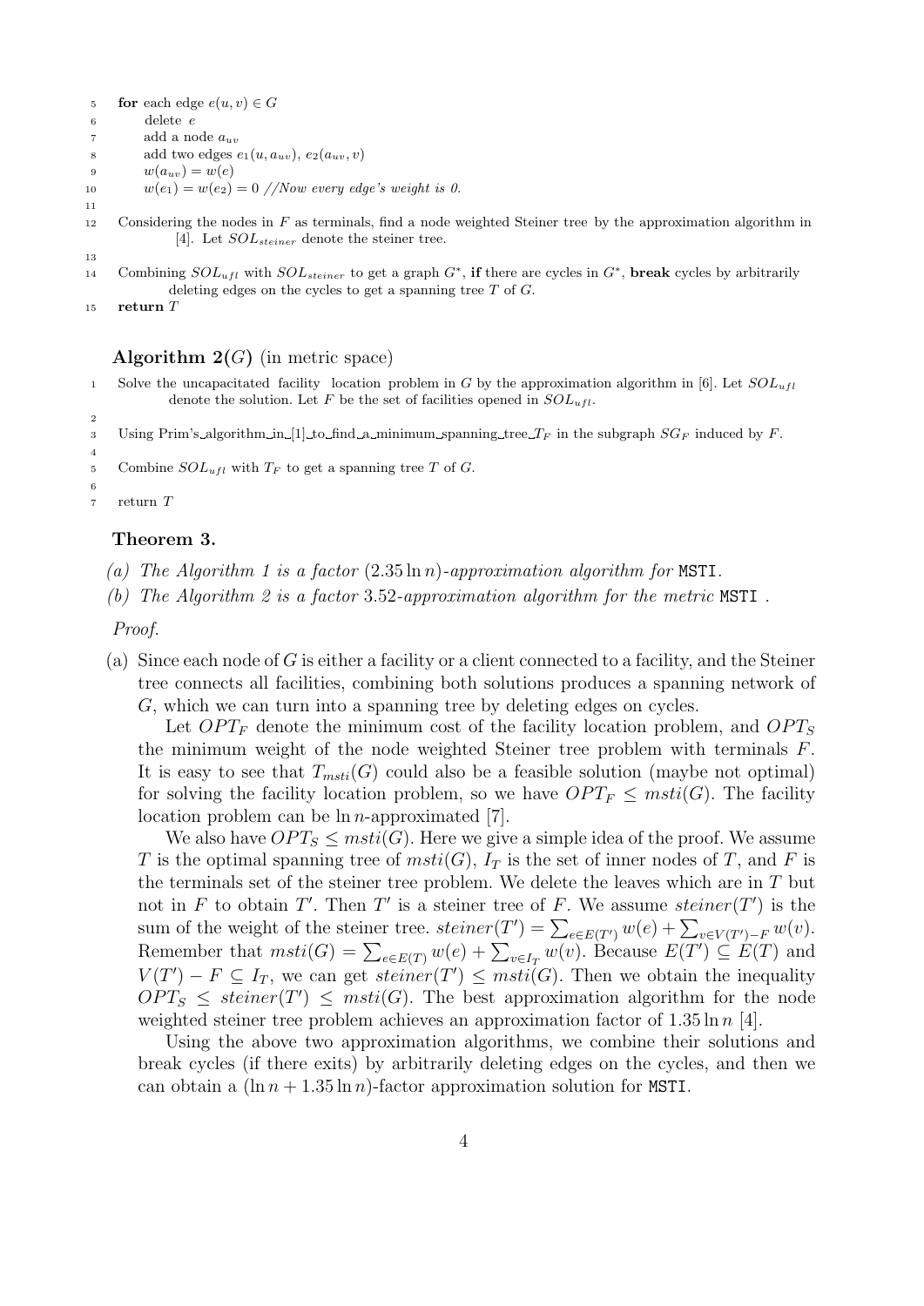```
5    for each edge e(u, v) ∈ G
6        delete e
7        add a node a_uv
8        add two edges e1(u, a_uv), e2(a_uv, v)
9        w(a_uv) = w(e)
10       w(e1) = w(e2) = 0 //Now every edge's weight is 0.
11
12   Considering the nodes in F as terminals, find a node weighted Steiner tree by the approximation algorithm in
         [4]. Let SOL_steiner denote the steiner tree.
13
14   Combining SOL_ufl with SOL_steiner to get a graph G*, if there are cycles in G*, break cycles by arbitrarily
         deleting edges on the cycles to get a spanning tree T of G.
15   return T
```

**Algorithm 2**$(G)$ (in metric space)

```
1    Solve the uncapacitated facility location problem in G by the approximation algorithm in [6]. Let SOL_ufl
         denote the solution. Let F be the set of facilities opened in SOL_ufl.
2
3    Using Prim's algorithm in [1] to find a minimum spanning tree T_F in the subgraph SG_F induced by F.
4
5    Combine SOL_ufl with T_F to get a spanning tree T of G.
6
7    return T
```

**Theorem 3.**

*(a) The Algorithm 1 is a factor* $(2.35 \ln n)$*-approximation algorithm for* MSTI.

*(b) The Algorithm 2 is a factor* $3.52$*-approximation algorithm for the metric* MSTI .

*Proof.*

(a) Since each node of $G$ is either a facility or a client connected to a facility, and the Steiner tree connects all facilities, combining both solutions produces a spanning network of $G$, which we can turn into a spanning tree by deleting edges on cycles.

Let $OPT_F$ denote the minimum cost of the facility location problem, and $OPT_S$ the minimum weight of the node weighted Steiner tree problem with terminals $F$. It is easy to see that $T_{msti}(G)$ could also be a feasible solution (maybe not optimal) for solving the facility location problem, so we have $OPT_F \leq msti(G)$. The facility location problem can be $\ln n$-approximated [7].

We also have $OPT_S \leq msti(G)$. Here we give a simple idea of the proof. We assume $T$ is the optimal spanning tree of $msti(G)$, $I_T$ is the set of inner nodes of $T$, and $F$ is the terminals set of the steiner tree problem. We delete the leaves which are in $T$ but not in $F$ to obtain $T'$. Then $T'$ is a steiner tree of $F$. We assume $steiner(T')$ is the sum of the weight of the steiner tree. $steiner(T') = \sum_{e \in E(T')} w(e) + \sum_{v \in V(T')-F} w(v)$. Remember that $msti(G) = \sum_{e \in E(T)} w(e) + \sum_{v \in I_T} w(v)$. Because $E(T') \subseteq E(T)$ and $V(T') - F \subseteq I_T$, we can get $steiner(T') \leq msti(G)$. Then we obtain the inequality $OPT_S \leq steiner(T') \leq msti(G)$. The best approximation algorithm for the node weighted steiner tree problem achieves an approximation factor of $1.35 \ln n$ [4].

Using the above two approximation algorithms, we combine their solutions and break cycles (if there exits) by arbitrarily deleting edges on the cycles, and then we can obtain a $(\ln n + 1.35 \ln n)$-factor approximation solution for MSTI.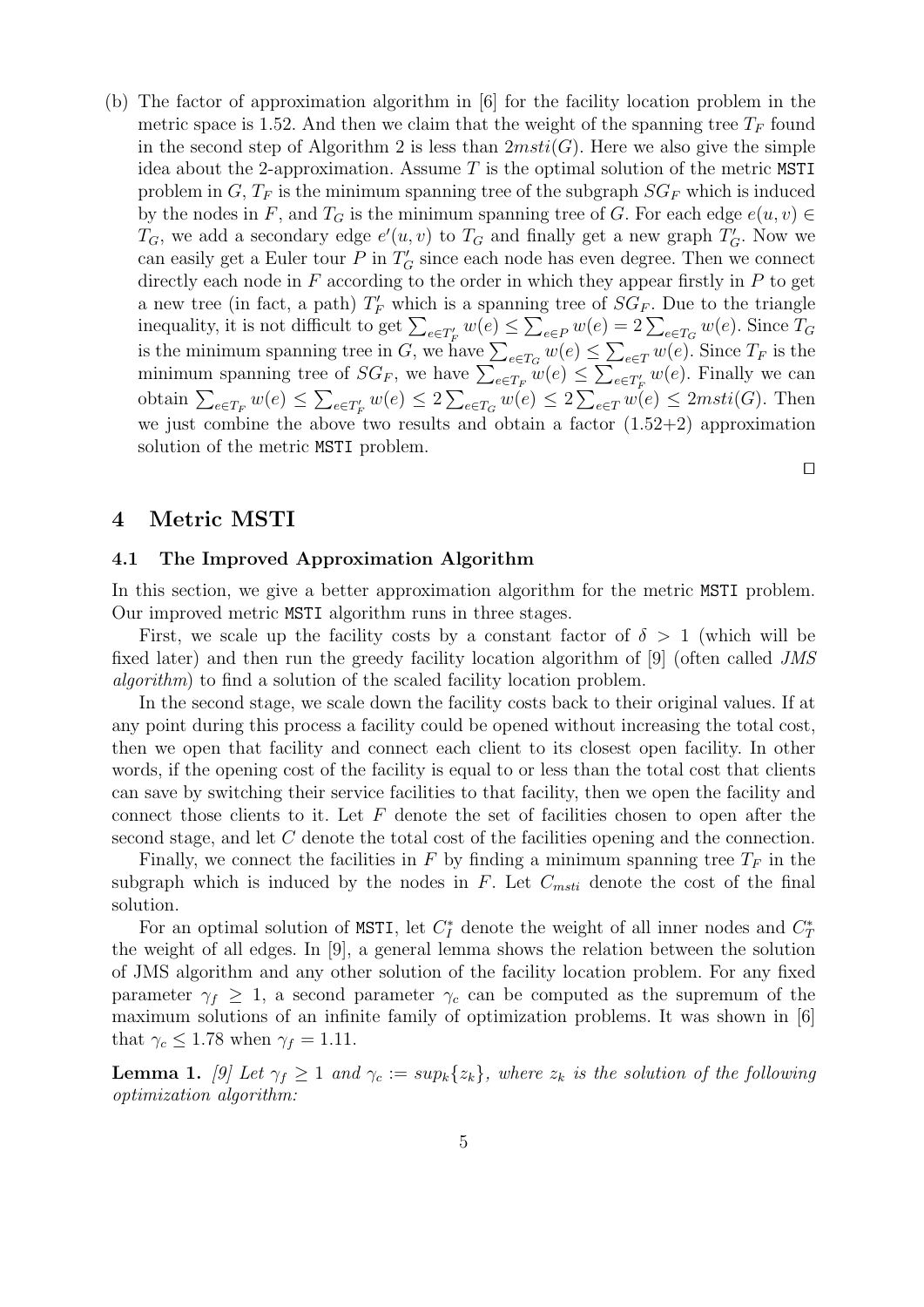(b) The factor of approximation algorithm in [6] for the facility location problem in the metric space is 1.52. And then we claim that the weight of the spanning tree $T_F$ found in the second step of Algorithm 2 is less than $2msti(G)$. Here we also give the simple idea about the 2-approximation. Assume $T$ is the optimal solution of the metric `MSTI` problem in $G$, $T_F$ is the minimum spanning tree of the subgraph $SG_F$ which is induced by the nodes in $F$, and $T_G$ is the minimum spanning tree of $G$. For each edge $e(u,v) \in T_G$, we add a secondary edge $e'(u,v)$ to $T_G$ and finally get a new graph $T'_G$. Now we can easily get a Euler tour $P$ in $T'_G$ since each node has even degree. Then we connect directly each node in $F$ according to the order in which they appear firstly in $P$ to get a new tree (in fact, a path) $T'_F$ which is a spanning tree of $SG_F$. Due to the triangle inequality, it is not difficult to get $\sum_{e \in T'_F} w(e) \leq \sum_{e \in P} w(e) = 2\sum_{e \in T_G} w(e)$. Since $T_G$ is the minimum spanning tree in $G$, we have $\sum_{e \in T_G} w(e) \leq \sum_{e \in T} w(e)$. Since $T_F$ is the minimum spanning tree of $SG_F$, we have $\sum_{e \in T_F} w(e) \leq \sum_{e \in T'_F} w(e)$. Finally we can obtain $\sum_{e \in T_F} w(e) \leq \sum_{e \in T'_F} w(e) \leq 2\sum_{e \in T_G} w(e) \leq 2\sum_{e \in T} w(e) \leq 2msti(G)$. Then we just combine the above two results and obtain a factor (1.52+2) approximation solution of the metric `MSTI` problem.

□

## 4 Metric MSTI

### 4.1 The Improved Approximation Algorithm

In this section, we give a better approximation algorithm for the metric `MSTI` problem. Our improved metric `MSTI` algorithm runs in three stages.

First, we scale up the facility costs by a constant factor of $\delta > 1$ (which will be fixed later) and then run the greedy facility location algorithm of [9] (often called *JMS algorithm*) to find a solution of the scaled facility location problem.

In the second stage, we scale down the facility costs back to their original values. If at any point during this process a facility could be opened without increasing the total cost, then we open that facility and connect each client to its closest open facility. In other words, if the opening cost of the facility is equal to or less than the total cost that clients can save by switching their service facilities to that facility, then we open the facility and connect those clients to it. Let $F$ denote the set of facilities chosen to open after the second stage, and let $C$ denote the total cost of the facilities opening and the connection.

Finally, we connect the facilities in $F$ by finding a minimum spanning tree $T_F$ in the subgraph which is induced by the nodes in $F$. Let $C_{msti}$ denote the cost of the final solution.

For an optimal solution of `MSTI`, let $C_I^*$ denote the weight of all inner nodes and $C_T^*$ the weight of all edges. In [9], a general lemma shows the relation between the solution of JMS algorithm and any other solution of the facility location problem. For any fixed parameter $\gamma_f \geq 1$, a second parameter $\gamma_c$ can be computed as the supremum of the maximum solutions of an infinite family of optimization problems. It was shown in [6] that $\gamma_c \leq 1.78$ when $\gamma_f = 1.11$.

**Lemma 1.** *[9] Let $\gamma_f \geq 1$ and $\gamma_c := sup_k\{z_k\}$, where $z_k$ is the solution of the following optimization algorithm:*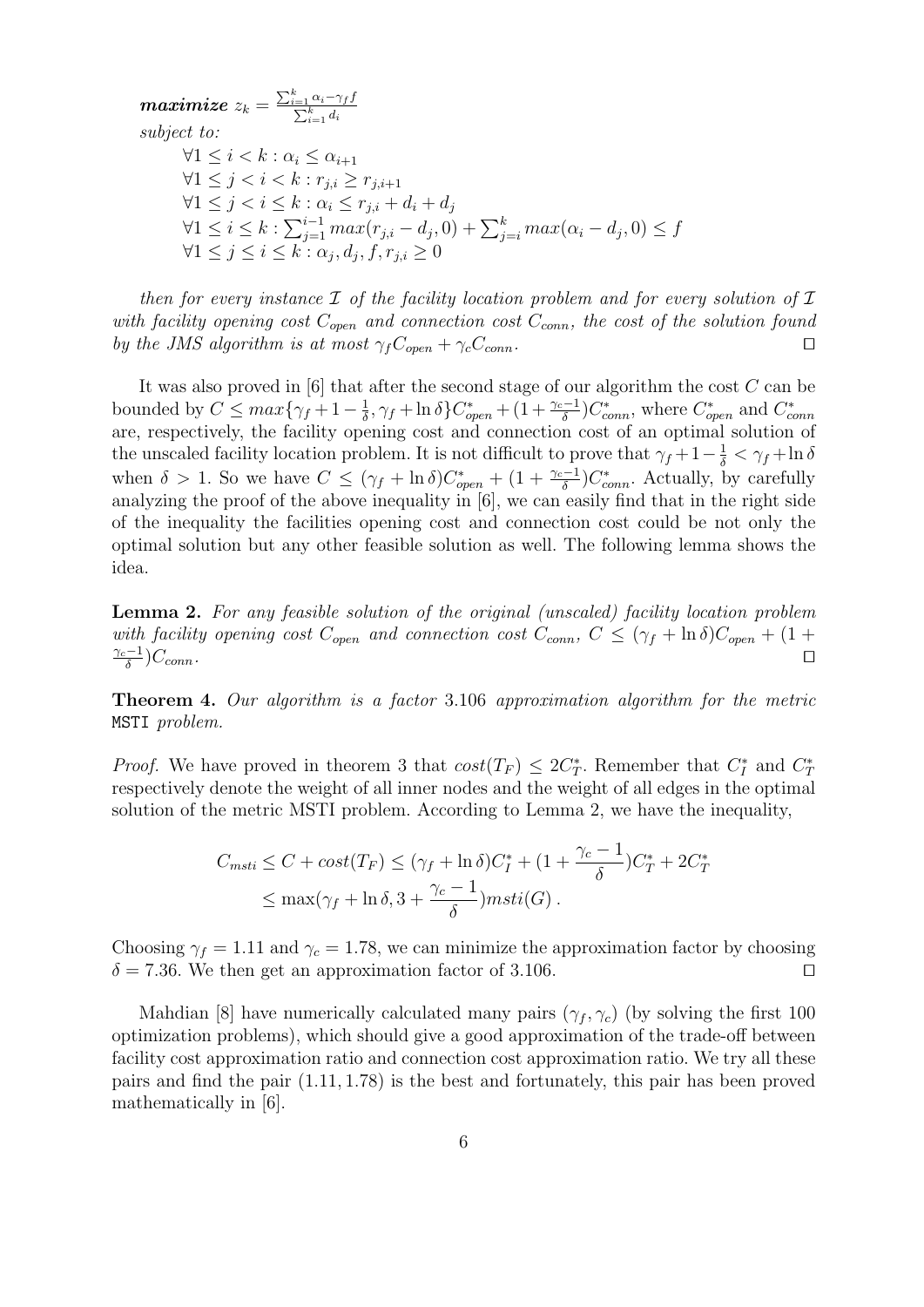***maximize*** $z_k = \frac{\sum_{i=1}^{k} \alpha_i - \gamma_f f}{\sum_{i=1}^{k} d_i}$

*subject to:*

$$\forall 1 \leq i < k : \alpha_i \leq \alpha_{i+1}$$
$$\forall 1 \leq j < i < k : r_{j,i} \geq r_{j,i+1}$$
$$\forall 1 \leq j < i \leq k : \alpha_i \leq r_{j,i} + d_i + d_j$$
$$\forall 1 \leq i \leq k : \sum_{j=1}^{i-1} max(r_{j,i} - d_j, 0) + \sum_{j=i}^{k} max(\alpha_i - d_j, 0) \leq f$$
$$\forall 1 \leq j \leq i \leq k : \alpha_j, d_j, f, r_{j,i} \geq 0$$

*then for every instance $\mathcal{I}$ of the facility location problem and for every solution of $\mathcal{I}$ with facility opening cost $C_{open}$ and connection cost $C_{conn}$, the cost of the solution found by the JMS algorithm is at most $\gamma_f C_{open} + \gamma_c C_{conn}$.* □

It was also proved in [6] that after the second stage of our algorithm the cost $C$ can be bounded by $C \leq max\{\gamma_f + 1 - \frac{1}{\delta}, \gamma_f + \ln\delta\}C^*_{open} + (1 + \frac{\gamma_c - 1}{\delta})C^*_{conn}$, where $C^*_{open}$ and $C^*_{conn}$ are, respectively, the facility opening cost and connection cost of an optimal solution of the unscaled facility location problem. It is not difficult to prove that $\gamma_f + 1 - \frac{1}{\delta} < \gamma_f + \ln\delta$ when $\delta > 1$. So we have $C \leq (\gamma_f + \ln\delta)C^*_{open} + (1 + \frac{\gamma_c - 1}{\delta})C^*_{conn}$. Actually, by carefully analyzing the proof of the above inequality in [6], we can easily find that in the right side of the inequality the facilities opening cost and connection cost could be not only the optimal solution but any other feasible solution as well. The following lemma shows the idea.

**Lemma 2.** *For any feasible solution of the original (unscaled) facility location problem with facility opening cost $C_{open}$ and connection cost $C_{conn}$, $C \leq (\gamma_f + \ln\delta)C_{open} + (1 + \frac{\gamma_c - 1}{\delta})C_{conn}$.* □

**Theorem 4.** *Our algorithm is a factor* 3.106 *approximation algorithm for the metric* MSTI *problem.*

*Proof.* We have proved in theorem 3 that $cost(T_F) \leq 2C^*_T$. Remember that $C^*_I$ and $C^*_T$ respectively denote the weight of all inner nodes and the weight of all edges in the optimal solution of the metric MSTI problem. According to Lemma 2, we have the inequality,

$$C_{msti} \leq C + cost(T_F) \leq (\gamma_f + \ln\delta)C^*_I + (1 + \frac{\gamma_c - 1}{\delta})C^*_T + 2C^*_T$$
$$\leq \max(\gamma_f + \ln\delta, 3 + \frac{\gamma_c - 1}{\delta})msti(G) .$$

Choosing $\gamma_f = 1.11$ and $\gamma_c = 1.78$, we can minimize the approximation factor by choosing $\delta = 7.36$. We then get an approximation factor of 3.106. □

Mahdian [8] have numerically calculated many pairs $(\gamma_f, \gamma_c)$ (by solving the first 100 optimization problems), which should give a good approximation of the trade-off between facility cost approximation ratio and connection cost approximation ratio. We try all these pairs and find the pair $(1.11, 1.78)$ is the best and fortunately, this pair has been proved mathematically in [6].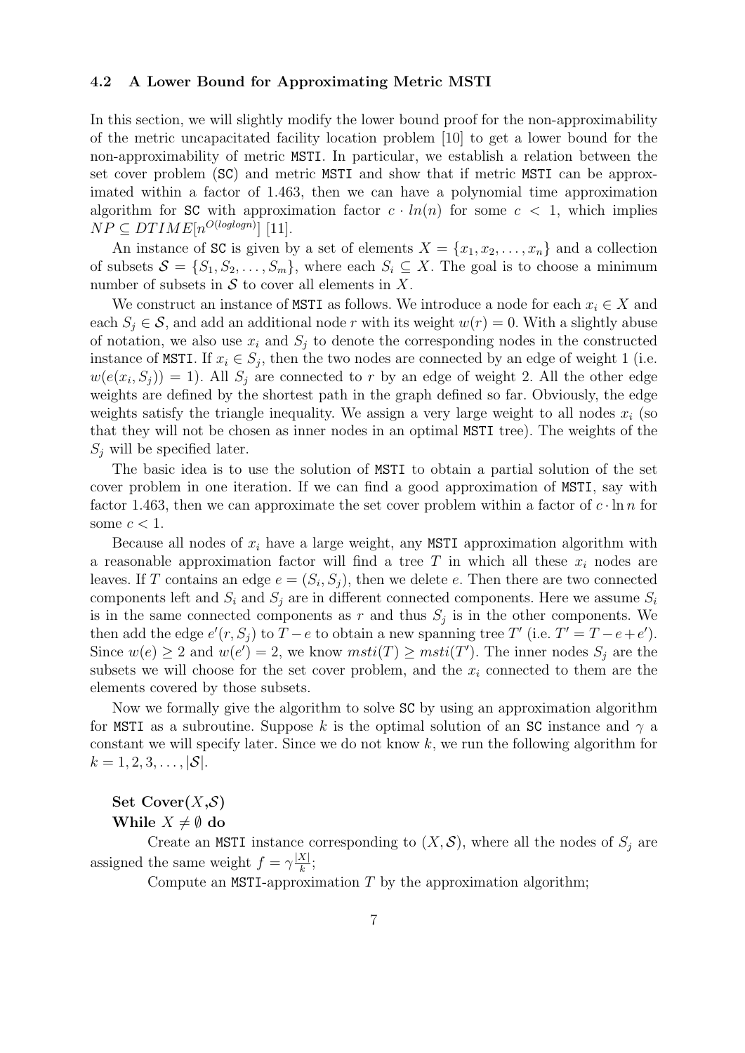### 4.2 A Lower Bound for Approximating Metric MSTI

In this section, we will slightly modify the lower bound proof for the non-approximability of the metric uncapacitated facility location problem [10] to get a lower bound for the non-approximability of metric MSTI. In particular, we establish a relation between the set cover problem (SC) and metric MSTI and show that if metric MSTI can be approximated within a factor of 1.463, then we can have a polynomial time approximation algorithm for SC with approximation factor $c \cdot ln(n)$ for some $c < 1$, which implies $NP \subseteq DTIME[n^{O(loglogn)}]$ [11].

An instance of SC is given by a set of elements $X = \{x_1, x_2, \ldots, x_n\}$ and a collection of subsets $\mathcal{S} = \{S_1, S_2, \ldots, S_m\}$, where each $S_i \subseteq X$. The goal is to choose a minimum number of subsets in $\mathcal{S}$ to cover all elements in $X$.

We construct an instance of MSTI as follows. We introduce a node for each $x_i \in X$ and each $S_j \in \mathcal{S}$, and add an additional node $r$ with its weight $w(r) = 0$. With a slightly abuse of notation, we also use $x_i$ and $S_j$ to denote the corresponding nodes in the constructed instance of MSTI. If $x_i \in S_j$, then the two nodes are connected by an edge of weight 1 (i.e. $w(e(x_i, S_j)) = 1$). All $S_j$ are connected to $r$ by an edge of weight 2. All the other edge weights are defined by the shortest path in the graph defined so far. Obviously, the edge weights satisfy the triangle inequality. We assign a very large weight to all nodes $x_i$ (so that they will not be chosen as inner nodes in an optimal MSTI tree). The weights of the $S_j$ will be specified later.

The basic idea is to use the solution of MSTI to obtain a partial solution of the set cover problem in one iteration. If we can find a good approximation of MSTI, say with factor 1.463, then we can approximate the set cover problem within a factor of $c \cdot \ln n$ for some $c < 1$.

Because all nodes of $x_i$ have a large weight, any MSTI approximation algorithm with a reasonable approximation factor will find a tree $T$ in which all these $x_i$ nodes are leaves. If $T$ contains an edge $e = (S_i, S_j)$, then we delete $e$. Then there are two connected components left and $S_i$ and $S_j$ are in different connected components. Here we assume $S_i$ is in the same connected components as $r$ and thus $S_j$ is in the other components. We then add the edge $e'(r, S_j)$ to $T - e$ to obtain a new spanning tree $T'$ (i.e. $T' = T - e + e'$). Since $w(e) \geq 2$ and $w(e') = 2$, we know $msti(T) \geq msti(T')$. The inner nodes $S_j$ are the subsets we will choose for the set cover problem, and the $x_i$ connected to them are the elements covered by those subsets.

Now we formally give the algorithm to solve SC by using an approximation algorithm for MSTI as a subroutine. Suppose $k$ is the optimal solution of an SC instance and $\gamma$ a constant we will specify later. Since we do not know $k$, we run the following algorithm for $k = 1, 2, 3, \ldots, |\mathcal{S}|$.

**Set Cover**($X$,$\mathcal{S}$)
**While** $X \neq \emptyset$ **do**

Create an MSTI instance corresponding to $(X, \mathcal{S})$, where all the nodes of $S_j$ are assigned the same weight $f = \gamma \frac{|X|}{k}$;

Compute an MSTI-approximation $T$ by the approximation algorithm;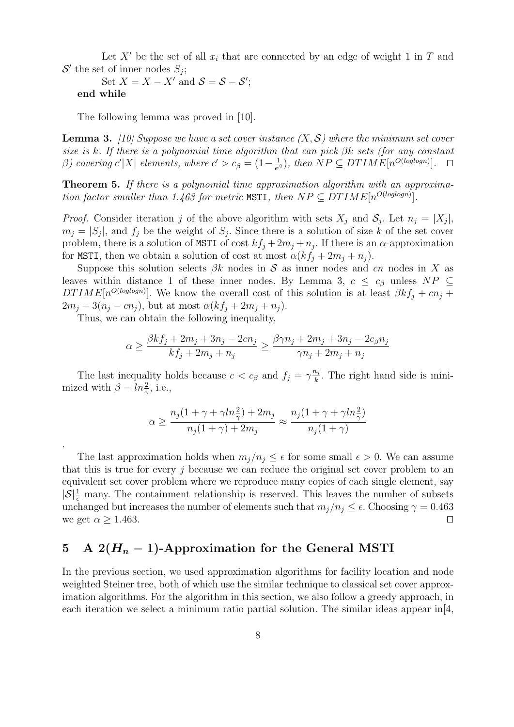Let $X'$ be the set of all $x_i$ that are connected by an edge of weight 1 in $T$ and $\mathcal{S}'$ the set of inner nodes $S_j$;

Set $X = X - X'$ and $\mathcal{S} = \mathcal{S} - \mathcal{S}'$;

**end while**

The following lemma was proved in [10].

**Lemma 3.** *[10] Suppose we have a set cover instance $(X, \mathcal{S})$ where the minimum set cover size is $k$. If there is a polynomial time algorithm that can pick $\beta k$ sets (for any constant $\beta$) covering $c'|X|$ elements, where $c' > c_\beta = (1 - \frac{1}{e^\beta})$, then $NP \subseteq DTIME[n^{O(loglogn)}]$.* □

**Theorem 5.** *If there is a polynomial time approximation algorithm with an approximation factor smaller than 1.463 for metric* `MSTI`*, then $NP \subseteq DTIME[n^{O(loglogn)}]$.*

*Proof.* Consider iteration $j$ of the above algorithm with sets $X_j$ and $\mathcal{S}_j$. Let $n_j = |X_j|$, $m_j = |S_j|$, and $f_j$ be the weight of $S_j$. Since there is a solution of size $k$ of the set cover problem, there is a solution of `MSTI` of cost $kf_j + 2m_j + n_j$. If there is an $\alpha$-approximation for `MSTI`, then we obtain a solution of cost at most $\alpha(kf_j + 2m_j + n_j)$.

Suppose this solution selects $\beta k$ nodes in $\mathcal{S}$ as inner nodes and $cn$ nodes in $X$ as leaves within distance 1 of these inner nodes. By Lemma 3, $c \leq c_\beta$ unless $NP \subseteq DTIME[n^{O(loglogn)}]$. We know the overall cost of this solution is at least $\beta kf_j + cn_j + 2m_j + 3(n_j - cn_j)$, but at most $\alpha(kf_j + 2m_j + n_j)$.

Thus, we can obtain the following inequality,

$$\alpha \geq \frac{\beta kf_j + 2m_j + 3n_j - 2cn_j}{kf_j + 2m_j + n_j} \geq \frac{\beta\gamma n_j + 2m_j + 3n_j - 2c_\beta n_j}{\gamma n_j + 2m_j + n_j}$$

The last inequality holds because $c < c_\beta$ and $f_j = \gamma\frac{n_j}{k}$. The right hand side is minimized with $\beta = ln\frac{2}{\gamma}$, i.e.,

$$\alpha \geq \frac{n_j(1 + \gamma + \gamma ln\frac{2}{\gamma}) + 2m_j}{n_j(1 + \gamma) + 2m_j} \approx \frac{n_j(1 + \gamma + \gamma ln\frac{2}{\gamma})}{n_j(1 + \gamma)}$$

.

The last approximation holds when $m_j/n_j \leq \epsilon$ for some small $\epsilon > 0$. We can assume that this is true for every $j$ because we can reduce the original set cover problem to an equivalent set cover problem where we reproduce many copies of each single element, say $|\mathcal{S}|\frac{1}{\epsilon}$ many. The containment relationship is reserved. This leaves the number of subsets unchanged but increases the number of elements such that $m_j/n_j \leq \epsilon$. Choosing $\gamma = 0.463$ we get $\alpha \geq 1.463$. □

## 5 A $2(H_n - 1)$-Approximation for the General MSTI

In the previous section, we used approximation algorithms for facility location and node weighted Steiner tree, both of which use the similar technique to classical set cover approximation algorithms. For the algorithm in this section, we also follow a greedy approach, in each iteration we select a minimum ratio partial solution. The similar ideas appear in[4,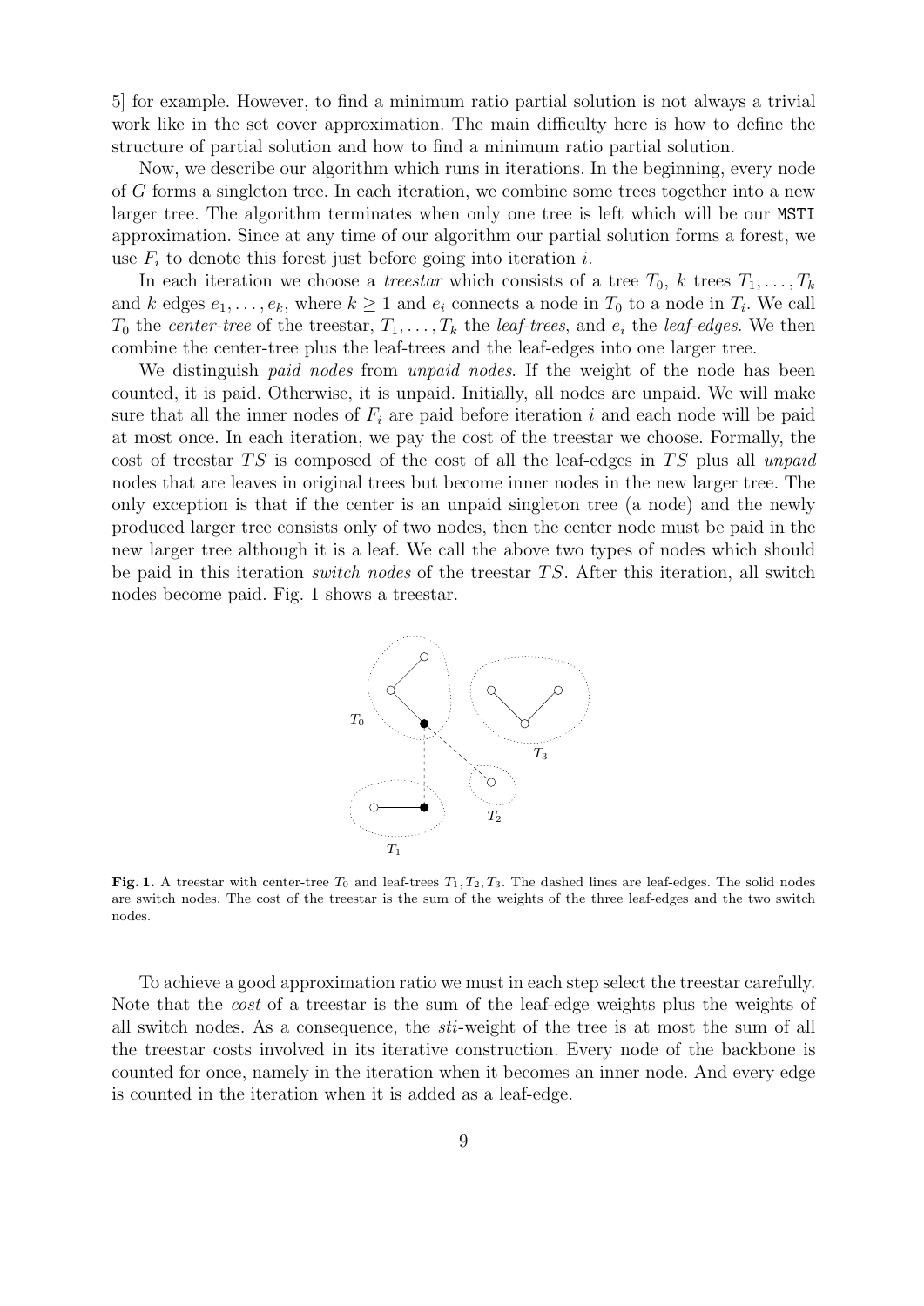5] for example. However, to find a minimum ratio partial solution is not always a trivial work like in the set cover approximation. The main difficulty here is how to define the structure of partial solution and how to find a minimum ratio partial solution.

Now, we describe our algorithm which runs in iterations. In the beginning, every node of $G$ forms a singleton tree. In each iteration, we combine some trees together into a new larger tree. The algorithm terminates when only one tree is left which will be our `MSTI` approximation. Since at any time of our algorithm our partial solution forms a forest, we use $F_i$ to denote this forest just before going into iteration $i$.

In each iteration we choose a *treestar* which consists of a tree $T_0$, $k$ trees $T_1, \ldots, T_k$ and $k$ edges $e_1, \ldots, e_k$, where $k \geq 1$ and $e_i$ connects a node in $T_0$ to a node in $T_i$. We call $T_0$ the *center-tree* of the treestar, $T_1, \ldots, T_k$ the *leaf-trees*, and $e_i$ the *leaf-edges*. We then combine the center-tree plus the leaf-trees and the leaf-edges into one larger tree.

We distinguish *paid nodes* from *unpaid nodes*. If the weight of the node has been counted, it is paid. Otherwise, it is unpaid. Initially, all nodes are unpaid. We will make sure that all the inner nodes of $F_i$ are paid before iteration $i$ and each node will be paid at most once. In each iteration, we pay the cost of the treestar we choose. Formally, the cost of treestar $TS$ is composed of the cost of all the leaf-edges in $TS$ plus all *unpaid* nodes that are leaves in original trees but become inner nodes in the new larger tree. The only exception is that if the center is an unpaid singleton tree (a node) and the newly produced larger tree consists only of two nodes, then the center node must be paid in the new larger tree although it is a leaf. We call the above two types of nodes which should be paid in this iteration *switch nodes* of the treestar $TS$. After this iteration, all switch nodes become paid. Fig. 1 shows a treestar.

**Fig. 1.** A treestar with center-tree $T_0$ and leaf-trees $T_1, T_2, T_3$. The dashed lines are leaf-edges. The solid nodes are switch nodes. The cost of the treestar is the sum of the weights of the three leaf-edges and the two switch nodes.

To achieve a good approximation ratio we must in each step select the treestar carefully. Note that the *cost* of a treestar is the sum of the leaf-edge weights plus the weights of all switch nodes. As a consequence, the *sti*-weight of the tree is at most the sum of all the treestar costs involved in its iterative construction. Every node of the backbone is counted for once, namely in the iteration when it becomes an inner node. And every edge is counted in the iteration when it is added as a leaf-edge.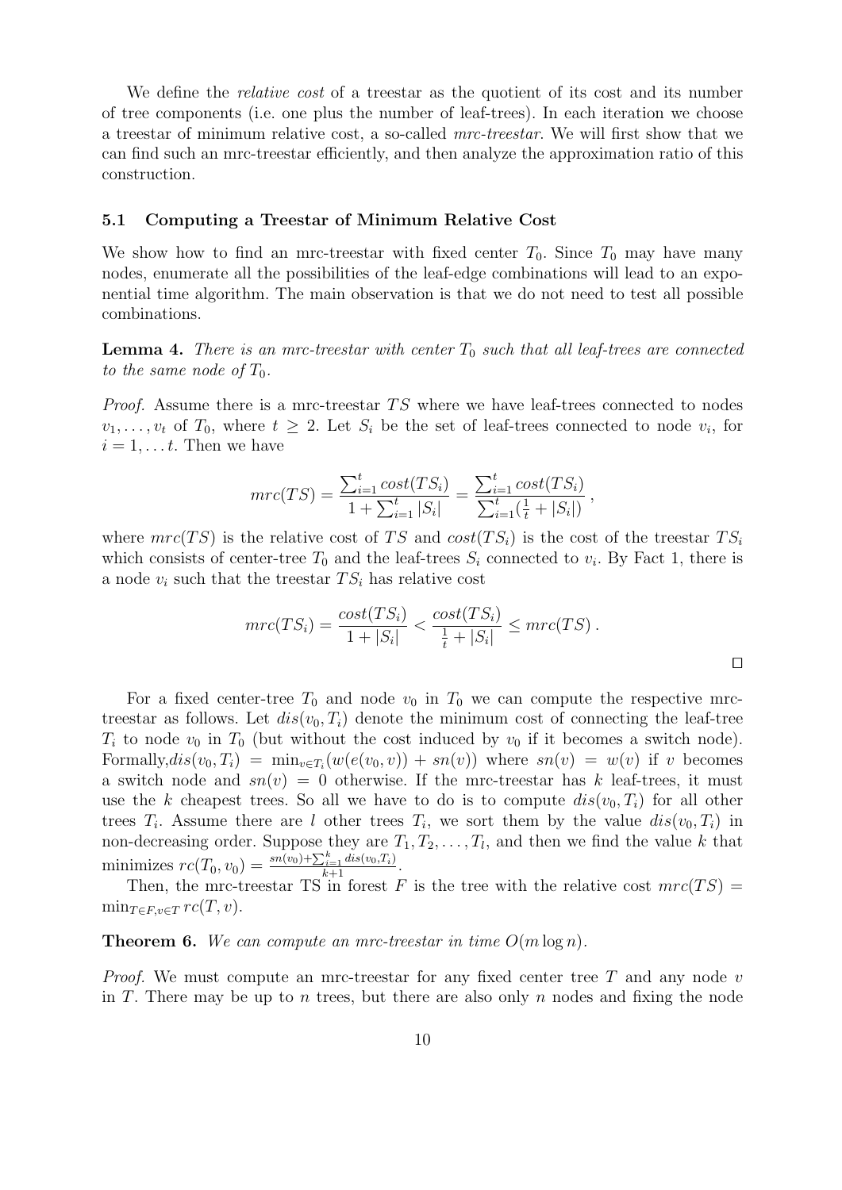We define the *relative cost* of a treestar as the quotient of its cost and its number of tree components (i.e. one plus the number of leaf-trees). In each iteration we choose a treestar of minimum relative cost, a so-called *mrc-treestar*. We will first show that we can find such an mrc-treestar efficiently, and then analyze the approximation ratio of this construction.

### 5.1 Computing a Treestar of Minimum Relative Cost

We show how to find an mrc-treestar with fixed center $T_0$. Since $T_0$ may have many nodes, enumerate all the possibilities of the leaf-edge combinations will lead to an exponential time algorithm. The main observation is that we do not need to test all possible combinations.

**Lemma 4.** *There is an mrc-treestar with center $T_0$ such that all leaf-trees are connected to the same node of $T_0$.*

*Proof.* Assume there is a mrc-treestar $TS$ where we have leaf-trees connected to nodes $v_1, \ldots, v_t$ of $T_0$, where $t \geq 2$. Let $S_i$ be the set of leaf-trees connected to node $v_i$, for $i = 1, \ldots t$. Then we have

$$mrc(TS) = \frac{\sum_{i=1}^{t} cost(TS_i)}{1 + \sum_{i=1}^{t} |S_i|} = \frac{\sum_{i=1}^{t} cost(TS_i)}{\sum_{i=1}^{t} (\frac{1}{t} + |S_i|)} ,$$

where $mrc(TS)$ is the relative cost of $TS$ and $cost(TS_i)$ is the cost of the treestar $TS_i$ which consists of center-tree $T_0$ and the leaf-trees $S_i$ connected to $v_i$. By Fact 1, there is a node $v_i$ such that the treestar $TS_i$ has relative cost

$$mrc(TS_i) = \frac{cost(TS_i)}{1 + |S_i|} < \frac{cost(TS_i)}{\frac{1}{t} + |S_i|} \leq mrc(TS) .$$

□

For a fixed center-tree $T_0$ and node $v_0$ in $T_0$ we can compute the respective mrc-treestar as follows. Let $dis(v_0, T_i)$ denote the minimum cost of connecting the leaf-tree $T_i$ to node $v_0$ in $T_0$ (but without the cost induced by $v_0$ if it becomes a switch node). Formally,$dis(v_0, T_i) = \min_{v \in T_i}(w(e(v_0, v)) + sn(v))$ where $sn(v) = w(v)$ if $v$ becomes a switch node and $sn(v) = 0$ otherwise. If the mrc-treestar has $k$ leaf-trees, it must use the $k$ cheapest trees. So all we have to do is to compute $dis(v_0, T_i)$ for all other trees $T_i$. Assume there are $l$ other trees $T_i$, we sort them by the value $dis(v_0, T_i)$ in non-decreasing order. Suppose they are $T_1, T_2, \ldots, T_l$, and then we find the value $k$ that minimizes $rc(T_0, v_0) = \frac{sn(v_0) + \sum_{i=1}^{k} dis(v_0, T_i)}{k+1}$.

Then, the mrc-treestar TS in forest $F$ is the tree with the relative cost $mrc(TS) = \min_{T \in F, v \in T} rc(T, v)$.

**Theorem 6.** *We can compute an mrc-treestar in time $O(m \log n)$.*

*Proof.* We must compute an mrc-treestar for any fixed center tree $T$ and any node $v$ in $T$. There may be up to $n$ trees, but there are also only $n$ nodes and fixing the node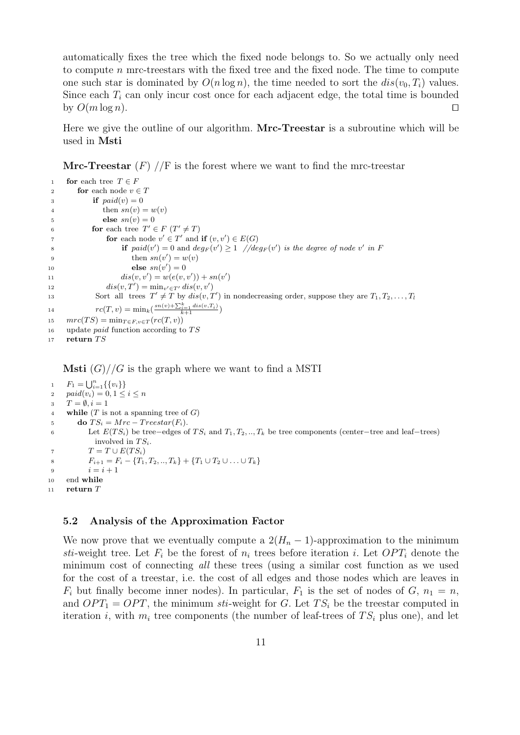automatically fixes the tree which the fixed node belongs to. So we actually only need to compute $n$ mrc-treestars with the fixed tree and the fixed node. The time to compute one such star is dominated by $O(n \log n)$, the time needed to sort the $dis(v_0, T_i)$ values. Since each $T_i$ can only incur cost once for each adjacent edge, the total time is bounded by $O(m \log n)$. □

Here we give the outline of our algorithm. **Mrc-Treestar** is a subroutine which will be used in **Msti**

**Mrc-Treestar** $(F)$ //F is the forest where we want to find the mrc-treestar

```
1   for each tree T ∈ F
2     for each node v ∈ T
3         if paid(v) = 0
4           then sn(v) = w(v)
5         else sn(v) = 0
6         for each tree T' ∈ F (T' ≠ T)
7             for each node v' ∈ T' and if (v, v') ∈ E(G)
8                 if paid(v') = 0 and deg_F(v') ≥ 1  //deg_F(v') is the degree of node v' in F
9                    then sn(v') = w(v)
10                   else sn(v') = 0
11               dis(v, v') = w(e(v, v')) + sn(v')
12            dis(v, T') = min_{v'∈T'} dis(v, v')
13         Sort all trees T' ≠ T by dis(v, T') in nondecreasing order, suppose they are T_1, T_2, ..., T_l
14         rc(T, v) = min_k( (sn(v) + Σ_{i=1}^{k} dis(v, T_i)) / (k+1) )
15  mrc(TS) = min_{T∈F, v∈T}(rc(T, v))
16  update paid function according to TS
17  return TS
```

**Msti** $(G)$//$G$ is the graph where we want to find a MSTI

```
1   F_1 = ⋃_{i=1}^{n} {{v_i}}
2   paid(v_i) = 0, 1 ≤ i ≤ n
3   T = ∅, i = 1
4   while (T is not a spanning tree of G)
5     do TS_i = Mrc − Treestar(F_i).
6        Let E(TS_i) be tree−edges of TS_i and T_1, T_2, .., T_k be tree components (center−tree and leaf−trees)
           involved in TS_i.
7        T = T ∪ E(TS_i)
8        F_{i+1} = F_i − {T_1, T_2, .., T_k} + {T_1 ∪ T_2 ∪ ... ∪ T_k}
9        i = i + 1
10  end while
11  return T
```

### 5.2 Analysis of the Approximation Factor

We now prove that we eventually compute a $2(H_n - 1)$-approximation to the minimum *sti*-weight tree. Let $F_i$ be the forest of $n_i$ trees before iteration $i$. Let $OPT_i$ denote the minimum cost of connecting *all* these trees (using a similar cost function as we used for the cost of a treestar, i.e. the cost of all edges and those nodes which are leaves in $F_i$ but finally become inner nodes). In particular, $F_1$ is the set of nodes of $G$, $n_1 = n$, and $OPT_1 = OPT$, the minimum *sti*-weight for $G$. Let $TS_i$ be the treestar computed in iteration $i$, with $m_i$ tree components (the number of leaf-trees of $TS_i$ plus one), and let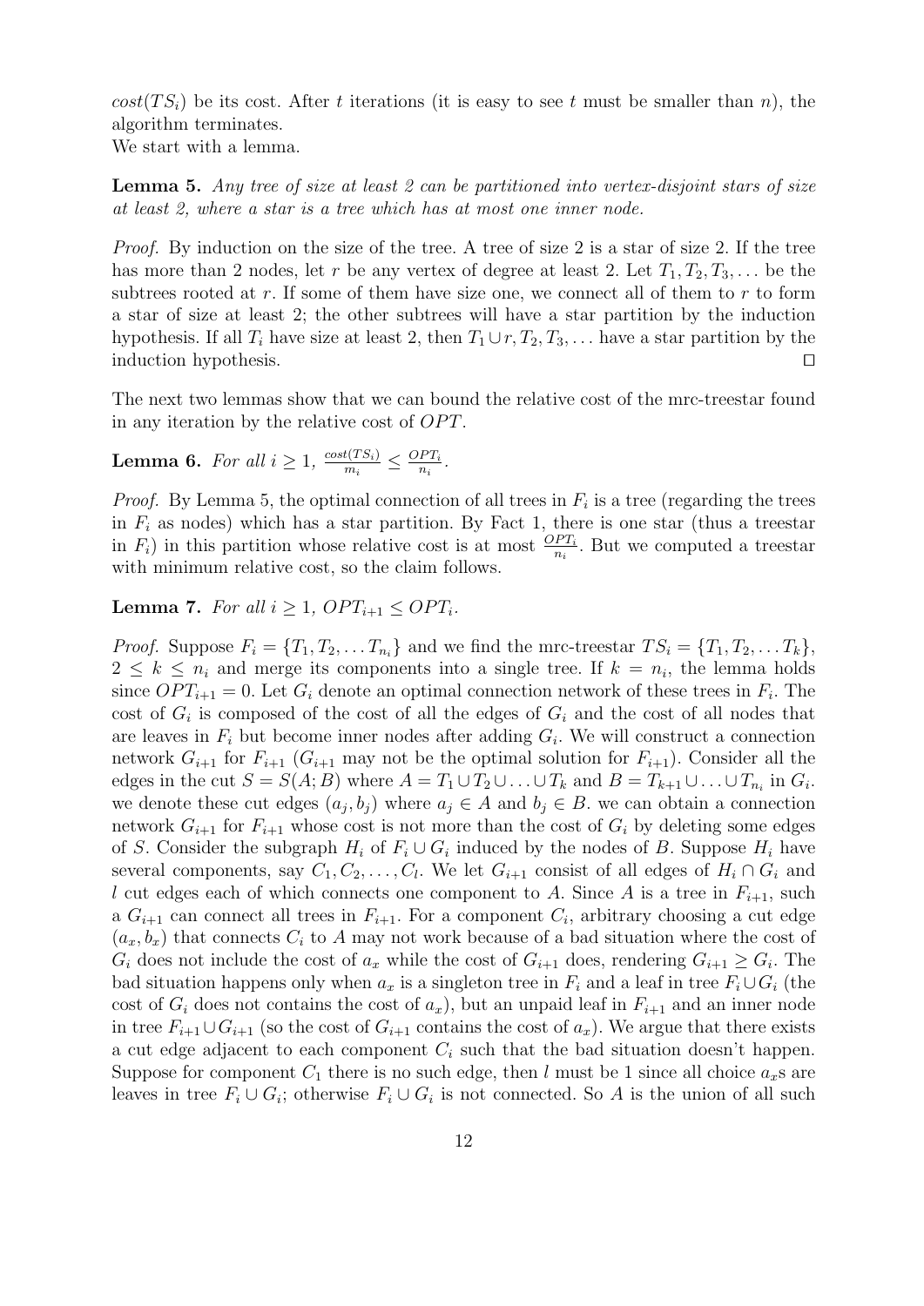$cost(TS_i)$ be its cost. After $t$ iterations (it is easy to see $t$ must be smaller than $n$), the algorithm terminates.
We start with a lemma.

**Lemma 5.** *Any tree of size at least 2 can be partitioned into vertex-disjoint stars of size at least 2, where a star is a tree which has at most one inner node.*

*Proof.* By induction on the size of the tree. A tree of size 2 is a star of size 2. If the tree has more than 2 nodes, let $r$ be any vertex of degree at least 2. Let $T_1, T_2, T_3, \ldots$ be the subtrees rooted at $r$. If some of them have size one, we connect all of them to $r$ to form a star of size at least 2; the other subtrees will have a star partition by the induction hypothesis. If all $T_i$ have size at least 2, then $T_1 \cup r, T_2, T_3, \ldots$ have a star partition by the induction hypothesis. ◻

The next two lemmas show that we can bound the relative cost of the mrc-treestar found in any iteration by the relative cost of $OPT$.

**Lemma 6.** *For all $i \geq 1$, $\frac{cost(TS_i)}{m_i} \leq \frac{OPT_i}{n_i}$.*

*Proof.* By Lemma 5, the optimal connection of all trees in $F_i$ is a tree (regarding the trees in $F_i$ as nodes) which has a star partition. By Fact 1, there is one star (thus a treestar in $F_i$) in this partition whose relative cost is at most $\frac{OPT_i}{n_i}$. But we computed a treestar with minimum relative cost, so the claim follows.

**Lemma 7.** *For all $i \geq 1$, $OPT_{i+1} \leq OPT_i$.*

*Proof.* Suppose $F_i = \{T_1, T_2, \ldots T_{n_i}\}$ and we find the mrc-treestar $TS_i = \{T_1, T_2, \ldots T_k\}$, $2 \leq k \leq n_i$ and merge its components into a single tree. If $k = n_i$, the lemma holds since $OPT_{i+1} = 0$. Let $G_i$ denote an optimal connection network of these trees in $F_i$. The cost of $G_i$ is composed of the cost of all the edges of $G_i$ and the cost of all nodes that are leaves in $F_i$ but become inner nodes after adding $G_i$. We will construct a connection network $G_{i+1}$ for $F_{i+1}$ ($G_{i+1}$ may not be the optimal solution for $F_{i+1}$). Consider all the edges in the cut $S = S(A; B)$ where $A = T_1 \cup T_2 \cup \ldots \cup T_k$ and $B = T_{k+1} \cup \ldots \cup T_{n_i}$ in $G_i$. we denote these cut edges $(a_j, b_j)$ where $a_j \in A$ and $b_j \in B$. we can obtain a connection network $G_{i+1}$ for $F_{i+1}$ whose cost is not more than the cost of $G_i$ by deleting some edges of $S$. Consider the subgraph $H_i$ of $F_i \cup G_i$ induced by the nodes of $B$. Suppose $H_i$ have several components, say $C_1, C_2, \ldots, C_l$. We let $G_{i+1}$ consist of all edges of $H_i \cap G_i$ and $l$ cut edges each of which connects one component to $A$. Since $A$ is a tree in $F_{i+1}$, such a $G_{i+1}$ can connect all trees in $F_{i+1}$. For a component $C_i$, arbitrary choosing a cut edge $(a_x, b_x)$ that connects $C_i$ to $A$ may not work because of a bad situation where the cost of $G_i$ does not include the cost of $a_x$ while the cost of $G_{i+1}$ does, rendering $G_{i+1} \geq G_i$. The bad situation happens only when $a_x$ is a singleton tree in $F_i$ and a leaf in tree $F_i \cup G_i$ (the cost of $G_i$ does not contains the cost of $a_x$), but an unpaid leaf in $F_{i+1}$ and an inner node in tree $F_{i+1} \cup G_{i+1}$ (so the cost of $G_{i+1}$ contains the cost of $a_x$). We argue that there exists a cut edge adjacent to each component $C_i$ such that the bad situation doesn't happen. Suppose for component $C_1$ there is no such edge, then $l$ must be 1 since all choice $a_x$s are leaves in tree $F_i \cup G_i$; otherwise $F_i \cup G_i$ is not connected. So $A$ is the union of all such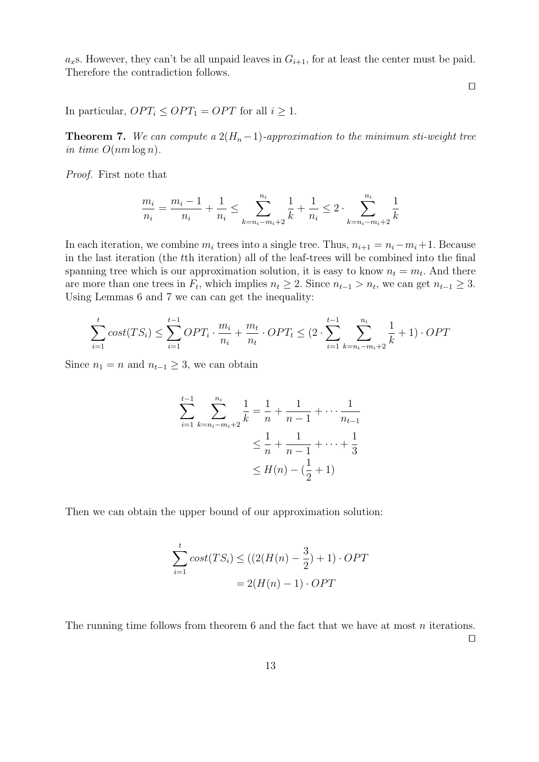$a_x$s. However, they can't be all unpaid leaves in $G_{i+1}$, for at least the center must be paid. Therefore the contradiction follows.

□

In particular, $OPT_i \leq OPT_1 = OPT$ for all $i \geq 1$.

**Theorem 7.** *We can compute a $2(H_n - 1)$-approximation to the minimum sti-weight tree in time $O(nm \log n)$.*

*Proof.* First note that

$$\frac{m_i}{n_i} = \frac{m_i - 1}{n_i} + \frac{1}{n_i} \leq \sum_{k=n_i-m_i+2}^{n_i} \frac{1}{k} + \frac{1}{n_i} \leq 2 \cdot \sum_{k=n_i-m_i+2}^{n_i} \frac{1}{k}$$

In each iteration, we combine $m_i$ trees into a single tree. Thus, $n_{i+1} = n_i - m_i + 1$. Because in the last iteration (the $t$th iteration) all of the leaf-trees will be combined into the final spanning tree which is our approximation solution, it is easy to know $n_t = m_t$. And there are more than one trees in $F_t$, which implies $n_t \geq 2$. Since $n_{t-1} > n_t$, we can get $n_{t-1} \geq 3$. Using Lemmas 6 and 7 we can can get the inequality:

$$\sum_{i=1}^{t} cost(TS_i) \leq \sum_{i=1}^{t-1} OPT_i \cdot \frac{m_i}{n_i} + \frac{m_t}{n_t} \cdot OPT_t \leq (2 \cdot \sum_{i=1}^{t-1} \sum_{k=n_i-m_i+2}^{n_i} \frac{1}{k} + 1) \cdot OPT$$

Since $n_1 = n$ and $n_{t-1} \geq 3$, we can obtain

$$\begin{aligned}
\sum_{i=1}^{t-1} \sum_{k=n_i-m_i+2}^{n_i} \frac{1}{k} &= \frac{1}{n} + \frac{1}{n-1} + \cdots \frac{1}{n_{t-1}} \\
&\leq \frac{1}{n} + \frac{1}{n-1} + \cdots + \frac{1}{3} \\
&\leq H(n) - (\frac{1}{2} + 1)
\end{aligned}$$

Then we can obtain the upper bound of our approximation solution:

$$\begin{aligned}
\sum_{i=1}^{t} cost(TS_i) &\leq ((2(H(n) - \frac{3}{2}) + 1) \cdot OPT \\
&= 2(H(n) - 1) \cdot OPT
\end{aligned}$$

The running time follows from theorem 6 and the fact that we have at most $n$ iterations.

□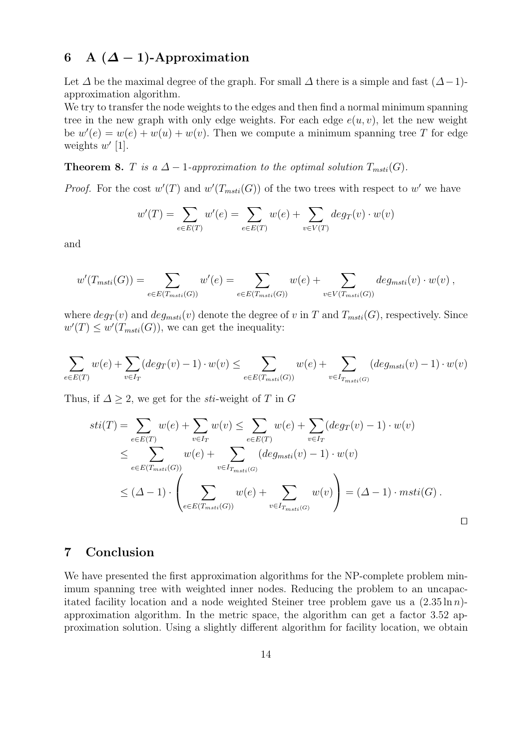## 6 A $(\Delta - 1)$-Approximation

Let $\Delta$ be the maximal degree of the graph. For small $\Delta$ there is a simple and fast $(\Delta-1)$-approximation algorithm.
We try to transfer the node weights to the edges and then find a normal minimum spanning tree in the new graph with only edge weights. For each edge $e(u,v)$, let the new weight be $w'(e) = w(e) + w(u) + w(v)$. Then we compute a minimum spanning tree $T$ for edge weights $w'$ [1].

**Theorem 8.** *$T$ is a $\Delta - 1$-approximation to the optimal solution $T_{msti}(G)$.*

*Proof.* For the cost $w'(T)$ and $w'(T_{msti}(G))$ of the two trees with respect to $w'$ we have

$$w'(T) = \sum_{e \in E(T)} w'(e) = \sum_{e \in E(T)} w(e) + \sum_{v \in V(T)} deg_T(v) \cdot w(v)$$

and

$$w'(T_{msti}(G)) = \sum_{e \in E(T_{msti}(G))} w'(e) = \sum_{e \in E(T_{msti}(G))} w(e) + \sum_{v \in V(T_{msti}(G))} deg_{msti}(v) \cdot w(v)\,,$$

where $deg_T(v)$ and $deg_{msti}(v)$ denote the degree of $v$ in $T$ and $T_{msti}(G)$, respectively. Since $w'(T) \leq w'(T_{msti}(G))$, we can get the inequality:

$$\sum_{e \in E(T)} w(e) + \sum_{v \in I_T} (deg_T(v) - 1) \cdot w(v) \leq \sum_{e \in E(T_{msti}(G))} w(e) + \sum_{v \in I_{T_{msti}(G)}} (deg_{msti}(v) - 1) \cdot w(v)$$

Thus, if $\Delta \geq 2$, we get for the *sti*-weight of $T$ in $G$

$$\begin{aligned}
sti(T) = \sum_{e \in E(T)} w(e) + \sum_{v \in I_T} w(v) &\leq \sum_{e \in E(T)} w(e) + \sum_{v \in I_T} (deg_T(v) - 1) \cdot w(v) \\
&\leq \sum_{e \in E(T_{msti}(G))} w(e) + \sum_{v \in I_{T_{msti}(G)}} (deg_{msti}(v) - 1) \cdot w(v) \\
&\leq (\Delta - 1) \cdot \left( \sum_{e \in E(T_{msti}(G))} w(e) + \sum_{v \in I_{T_{msti}(G)}} w(v) \right) = (\Delta - 1) \cdot msti(G)\,.
\end{aligned}$$

□

## 7 Conclusion

We have presented the first approximation algorithms for the NP-complete problem minimum spanning tree with weighted inner nodes. Reducing the problem to an uncapacitated facility location and a node weighted Steiner tree problem gave us a $(2.35 \ln n)$-approximation algorithm. In the metric space, the algorithm can get a factor 3.52 approximation solution. Using a slightly different algorithm for facility location, we obtain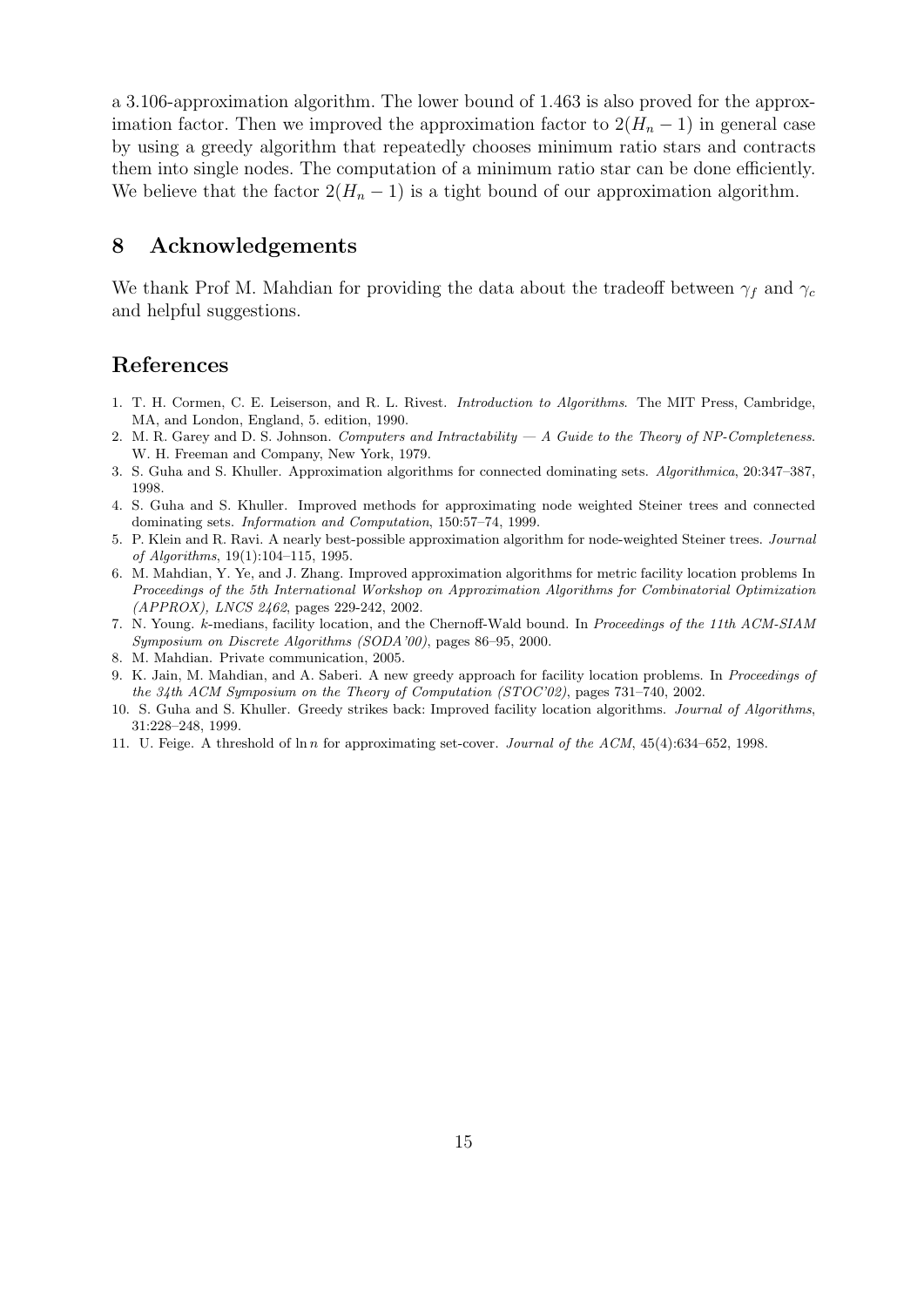a 3.106-approximation algorithm. The lower bound of 1.463 is also proved for the approximation factor. Then we improved the approximation factor to $2(H_n - 1)$ in general case by using a greedy algorithm that repeatedly chooses minimum ratio stars and contracts them into single nodes. The computation of a minimum ratio star can be done efficiently. We believe that the factor $2(H_n - 1)$ is a tight bound of our approximation algorithm.

## 8 Acknowledgements

We thank Prof M. Mahdian for providing the data about the tradeoff between $\gamma_f$ and $\gamma_c$ and helpful suggestions.

## References

1. T. H. Cormen, C. E. Leiserson, and R. L. Rivest. *Introduction to Algorithms*. The MIT Press, Cambridge, MA, and London, England, 5. edition, 1990.
2. M. R. Garey and D. S. Johnson. *Computers and Intractability — A Guide to the Theory of NP-Completeness*. W. H. Freeman and Company, New York, 1979.
3. S. Guha and S. Khuller. Approximation algorithms for connected dominating sets. *Algorithmica*, 20:347–387, 1998.
4. S. Guha and S. Khuller. Improved methods for approximating node weighted Steiner trees and connected dominating sets. *Information and Computation*, 150:57–74, 1999.
5. P. Klein and R. Ravi. A nearly best-possible approximation algorithm for node-weighted Steiner trees. *Journal of Algorithms*, 19(1):104–115, 1995.
6. M. Mahdian, Y. Ye, and J. Zhang. Improved approximation algorithms for metric facility location problems In *Proceedings of the 5th International Workshop on Approximation Algorithms for Combinatorial Optimization (APPROX), LNCS 2462*, pages 229-242, 2002.
7. N. Young. *k*-medians, facility location, and the Chernoff-Wald bound. In *Proceedings of the 11th ACM-SIAM Symposium on Discrete Algorithms (SODA'00)*, pages 86–95, 2000.
8. M. Mahdian. Private communication, 2005.
9. K. Jain, M. Mahdian, and A. Saberi. A new greedy approach for facility location problems. In *Proceedings of the 34th ACM Symposium on the Theory of Computation (STOC'02)*, pages 731–740, 2002.
10. S. Guha and S. Khuller. Greedy strikes back: Improved facility location algorithms. *Journal of Algorithms*, 31:228–248, 1999.
11. U. Feige. A threshold of $\ln n$ for approximating set-cover. *Journal of the ACM*, 45(4):634–652, 1998.